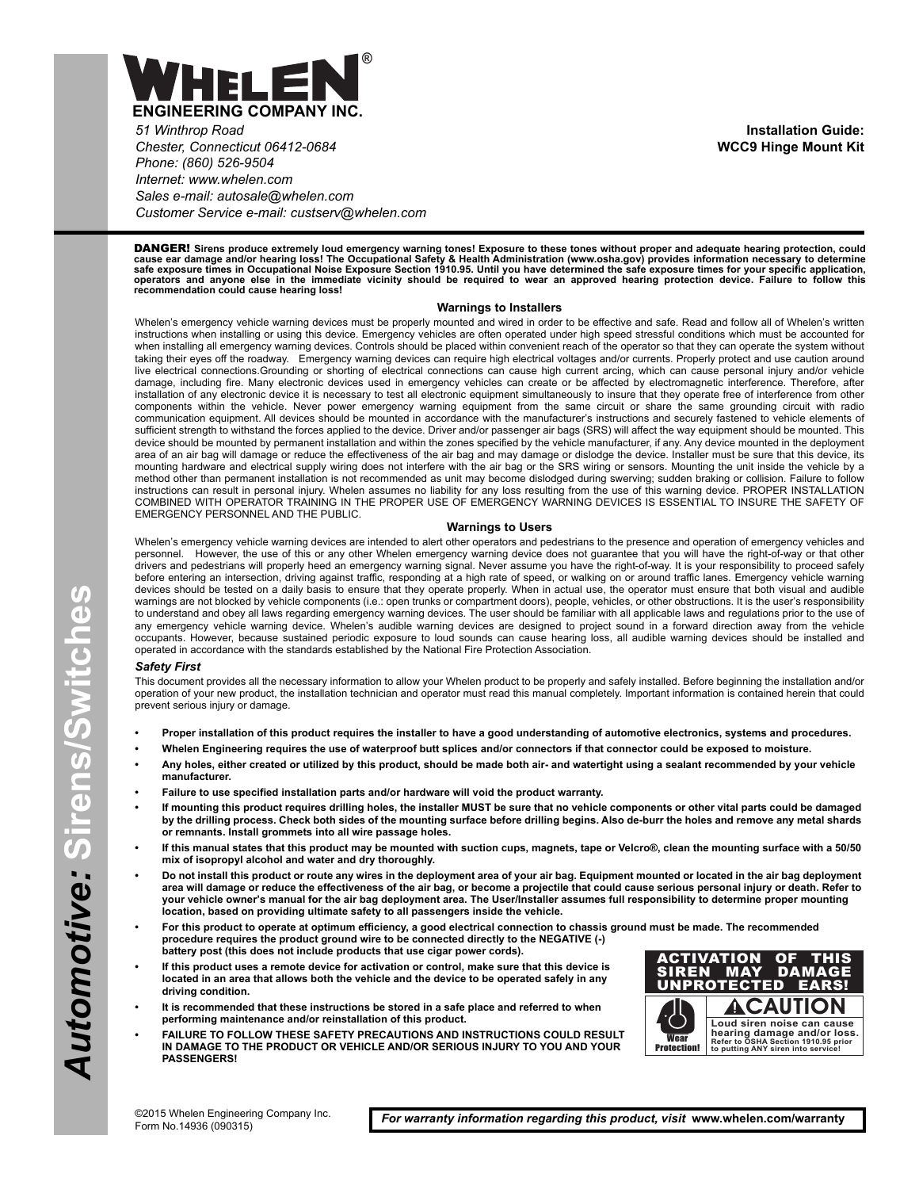# WHELEN®

**ENGINEERING COMPANY INC.**

*51 Winthrop Road*
*Chester, Connecticut 06412-0684*
*Phone: (860) 526-9504*
*Internet: www.whelen.com*
*Sales e-mail: autosale@whelen.com*
*Customer Service e-mail: custserv@whelen.com*

**Installation Guide:**
**WCC9 Hinge Mount Kit**

*Automotive:* Sirens/Switches

**DANGER! Sirens produce extremely loud emergency warning tones! Exposure to these tones without proper and adequate hearing protection, could cause ear damage and/or hearing loss! The Occupational Safety & Health Administration (www.osha.gov) provides information necessary to determine safe exposure times in Occupational Noise Exposure Section 1910.95. Until you have determined the safe exposure times for your specific application, operators and anyone else in the immediate vicinity should be required to wear an approved hearing protection device. Failure to follow this recommendation could cause hearing loss!**

## Warnings to Installers

Whelen's emergency vehicle warning devices must be properly mounted and wired in order to be effective and safe. Read and follow all of Whelen's written instructions when installing or using this device. Emergency vehicles are often operated under high speed stressful conditions which must be accounted for when installing all emergency warning devices. Controls should be placed within convenient reach of the operator so that they can operate the system without taking their eyes off the roadway. Emergency warning devices can require high electrical voltages and/or currents. Properly protect and use caution around live electrical connections.Grounding or shorting of electrical connections can cause high current arcing, which can cause personal injury and/or vehicle damage, including fire. Many electronic devices used in emergency vehicles can create or be affected by electromagnetic interference. Therefore, after installation of any electronic device it is necessary to test all electronic equipment simultaneously to insure that they operate free of interference from other components within the vehicle. Never power emergency warning equipment from the same circuit or share the same grounding circuit with radio communication equipment. All devices should be mounted in accordance with the manufacturer's instructions and securely fastened to vehicle elements of sufficient strength to withstand the forces applied to the device. Driver and/or passenger air bags (SRS) will affect the way equipment should be mounted. This device should be mounted by permanent installation and within the zones specified by the vehicle manufacturer, if any. Any device mounted in the deployment area of an air bag will damage or reduce the effectiveness of the air bag and may damage or dislodge the device. Installer must be sure that this device, its mounting hardware and electrical supply wiring does not interfere with the air bag or the SRS wiring or sensors. Mounting the unit inside the vehicle by a method other than permanent installation is not recommended as unit may become dislodged during swerving; sudden braking or collision. Failure to follow instructions can result in personal injury. Whelen assumes no liability for any loss resulting from the use of this warning device. PROPER INSTALLATION COMBINED WITH OPERATOR TRAINING IN THE PROPER USE OF EMERGENCY WARNING DEVICES IS ESSENTIAL TO INSURE THE SAFETY OF EMERGENCY PERSONNEL AND THE PUBLIC.

## Warnings to Users

Whelen's emergency vehicle warning devices are intended to alert other operators and pedestrians to the presence and operation of emergency vehicles and personnel. However, the use of this or any other Whelen emergency warning device does not guarantee that you will have the right-of-way or that other drivers and pedestrians will properly heed an emergency warning signal. Never assume you have the right-of-way. It is your responsibility to proceed safely before entering an intersection, driving against traffic, responding at a high rate of speed, or walking on or around traffic lanes. Emergency vehicle warning devices should be tested on a daily basis to ensure that they operate properly. When in actual use, the operator must ensure that both visual and audible warnings are not blocked by vehicle components (i.e.: open trunks or compartment doors), people, vehicles, or other obstructions. It is the user's responsibility to understand and obey all laws regarding emergency warning devices. The user should be familiar with all applicable laws and regulations prior to the use of any emergency vehicle warning device. Whelen's audible warning devices are designed to project sound in a forward direction away from the vehicle occupants. However, because sustained periodic exposure to loud sounds can cause hearing loss, all audible warning devices should be installed and operated in accordance with the standards established by the National Fire Protection Association.

### *Safety First*

This document provides all the necessary information to allow your Whelen product to be properly and safely installed. Before beginning the installation and/or operation of your new product, the installation technician and operator must read this manual completely. Important information is contained herein that could prevent serious injury or damage.

- **Proper installation of this product requires the installer to have a good understanding of automotive electronics, systems and procedures.**
- **Whelen Engineering requires the use of waterproof butt splices and/or connectors if that connector could be exposed to moisture.**
- **Any holes, either created or utilized by this product, should be made both air- and watertight using a sealant recommended by your vehicle manufacturer.**
- **Failure to use specified installation parts and/or hardware will void the product warranty.**
- **If mounting this product requires drilling holes, the installer MUST be sure that no vehicle components or other vital parts could be damaged by the drilling process. Check both sides of the mounting surface before drilling begins. Also de-burr the holes and remove any metal shards or remnants. Install grommets into all wire passage holes.**
- **If this manual states that this product may be mounted with suction cups, magnets, tape or Velcro®, clean the mounting surface with a 50/50 mix of isopropyl alcohol and water and dry thoroughly.**
- **Do not install this product or route any wires in the deployment area of your air bag. Equipment mounted or located in the air bag deployment area will damage or reduce the effectiveness of the air bag, or become a projectile that could cause serious personal injury or death. Refer to your vehicle owner's manual for the air bag deployment area. The User/Installer assumes full responsibility to determine proper mounting location, based on providing ultimate safety to all passengers inside the vehicle.**
- **For this product to operate at optimum efficiency, a good electrical connection to chassis ground must be made. The recommended procedure requires the product ground wire to be connected directly to the NEGATIVE (-) battery post (this does not include products that use cigar power cords).**
- **If this product uses a remote device for activation or control, make sure that this device is located in an area that allows both the vehicle and the device to be operated safely in any driving condition.**
- **It is recommended that these instructions be stored in a safe place and referred to when performing maintenance and/or reinstallation of this product.**
- **FAILURE TO FOLLOW THESE SAFETY PRECAUTIONS AND INSTRUCTIONS COULD RESULT IN DAMAGE TO THE PRODUCT OR VEHICLE AND/OR SERIOUS INJURY TO YOU AND YOUR PASSENGERS!**

**ACTIVATION OF THIS SIREN MAY DAMAGE UNPROTECTED EARS!**

**⚠CAUTION**

Wear Protection!

**Loud siren noise can cause hearing damage and/or loss. Refer to OSHA Section 1910.95 prior to putting ANY siren into service!**

©2015 Whelen Engineering Company Inc.
Form No.14936 (090315)

*For warranty information regarding this product, visit* **www.whelen.com/warranty**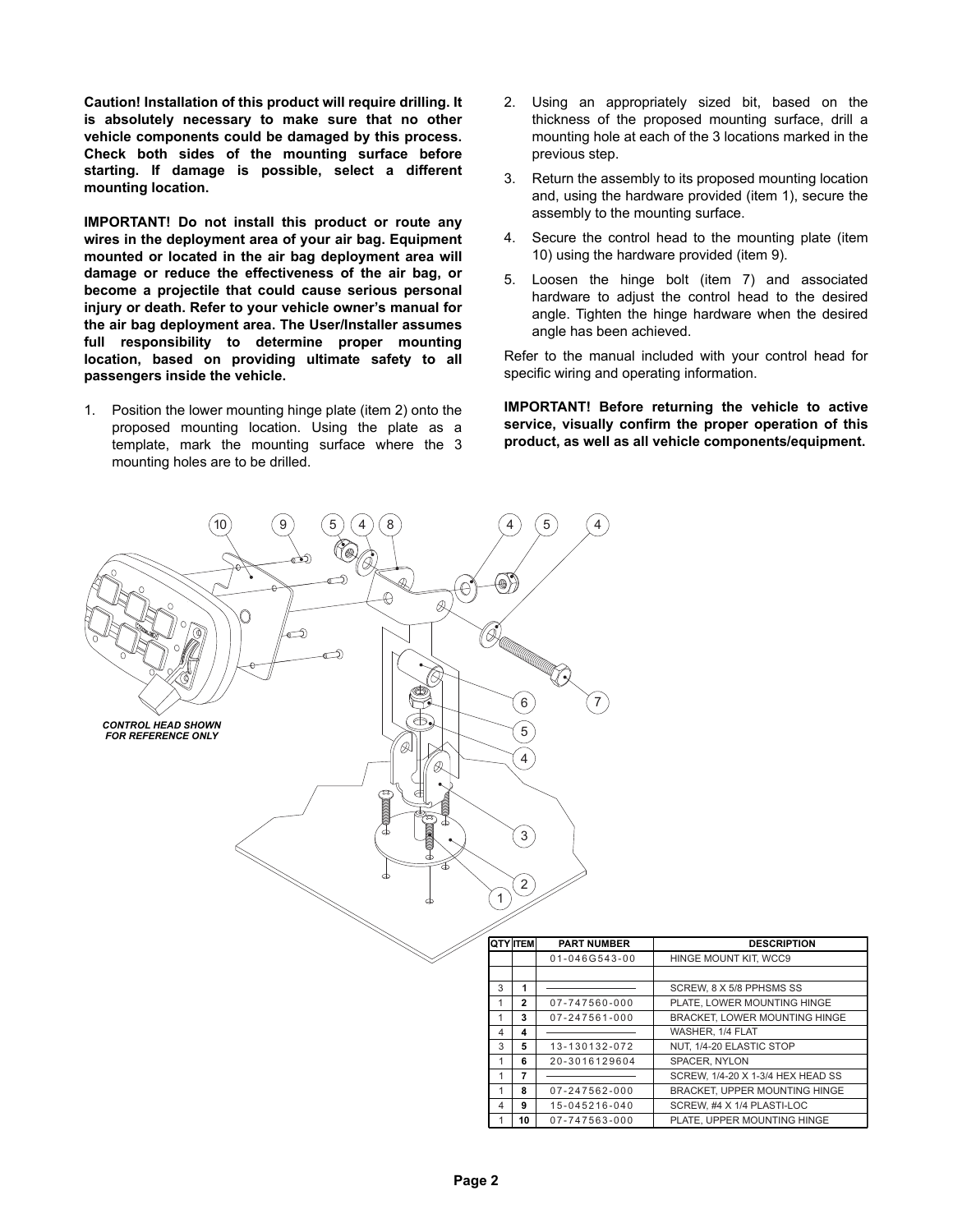**Caution! Installation of this product will require drilling. It is absolutely necessary to make sure that no other vehicle components could be damaged by this process. Check both sides of the mounting surface before starting. If damage is possible, select a different mounting location.**

**IMPORTANT! Do not install this product or route any wires in the deployment area of your air bag. Equipment mounted or located in the air bag deployment area will damage or reduce the effectiveness of the air bag, or become a projectile that could cause serious personal injury or death. Refer to your vehicle owner's manual for the air bag deployment area. The User/Installer assumes full responsibility to determine proper mounting location, based on providing ultimate safety to all passengers inside the vehicle.**

1. Position the lower mounting hinge plate (item 2) onto the proposed mounting location. Using the plate as a template, mark the mounting surface where the 3 mounting holes are to be drilled.
2. Using an appropriately sized bit, based on the thickness of the proposed mounting surface, drill a mounting hole at each of the 3 locations marked in the previous step.
3. Return the assembly to its proposed mounting location and, using the hardware provided (item 1), secure the assembly to the mounting surface.
4. Secure the control head to the mounting plate (item 10) using the hardware provided (item 9).
5. Loosen the hinge bolt (item 7) and associated hardware to adjust the control head to the desired angle. Tighten the hinge hardware when the desired angle has been achieved.

Refer to the manual included with your control head for specific wiring and operating information.

**IMPORTANT! Before returning the vehicle to active service, visually confirm the proper operation of this product, as well as all vehicle components/equipment.**

10 9 5 4 8 4 5 4

6 7 5 4 3 2 1

*CONTROL HEAD SHOWN FOR REFERENCE ONLY*

| QTY | ITEM | PART NUMBER | DESCRIPTION |
|---|---|---|---|
| | | 01-046G543-00 | HINGE MOUNT KIT, WCC9 |
| | | | |
| 3 | 1 | ———————— | SCREW, 8 X 5/8 PPHSMS SS |
| 1 | 2 | 07-747560-000 | PLATE, LOWER MOUNTING HINGE |
| 1 | 3 | 07-247561-000 | BRACKET, LOWER MOUNTING HINGE |
| 4 | 4 | ———————— | WASHER, 1/4 FLAT |
| 3 | 5 | 13-130132-072 | NUT, 1/4-20 ELASTIC STOP |
| 1 | 6 | 20-3016129604 | SPACER, NYLON |
| 1 | 7 | ———————— | SCREW, 1/4-20 X 1-3/4 HEX HEAD SS |
| 1 | 8 | 07-247562-000 | BRACKET, UPPER MOUNTING HINGE |
| 4 | 9 | 15-045216-040 | SCREW, #4 X 1/4 PLASTI-LOC |
| 1 | 10 | 07-747563-000 | PLATE, UPPER MOUNTING HINGE |